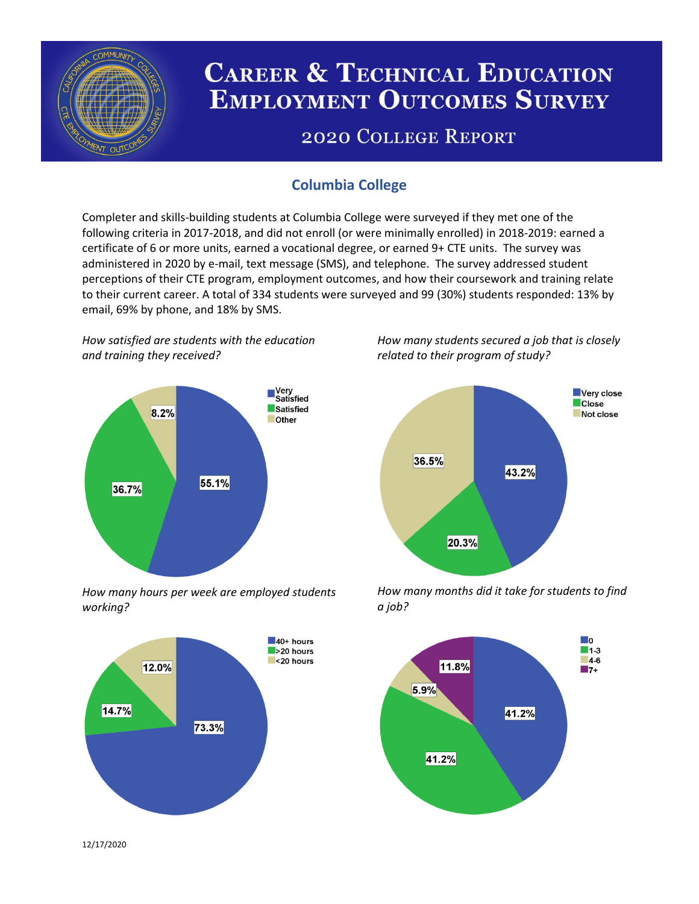# Career & Technical Education Employment Outcomes Survey

## 2020 College Report

### Columbia College

Completer and skills-building students at Columbia College were surveyed if they met one of the following criteria in 2017-2018, and did not enroll (or were minimally enrolled) in 2018-2019: earned a certificate of 6 or more units, earned a vocational degree, or earned 9+ CTE units. The survey was administered in 2020 by e-mail, text message (SMS), and telephone. The survey addressed student perceptions of their CTE program, employment outcomes, and how their coursework and training relate to their current career. A total of 334 students were surveyed and 99 (30%) students responded: 13% by email, 69% by phone, and 18% by SMS.

*How satisfied are students with the education and training they received?*

| Response | Percent |
| --- | --- |
| Very Satisfied | 55.1% |
| Satisfied | 36.7% |
| Other | 8.2% |

*How many students secured a job that is closely related to their program of study?*

| Response | Percent |
| --- | --- |
| Very close | 43.2% |
| Close | 20.3% |
| Not close | 36.5% |

*How many hours per week are employed students working?*

| Response | Percent |
| --- | --- |
| 40+ hours | 73.3% |
| >20 hours | 14.7% |
| <20 hours | 12.0% |

*How many months did it take for students to find a job?*

| Months | Percent |
| --- | --- |
| 0 | 41.2% |
| 1-3 | 41.2% |
| 4-6 | 5.9% |
| 7+ | 11.8% |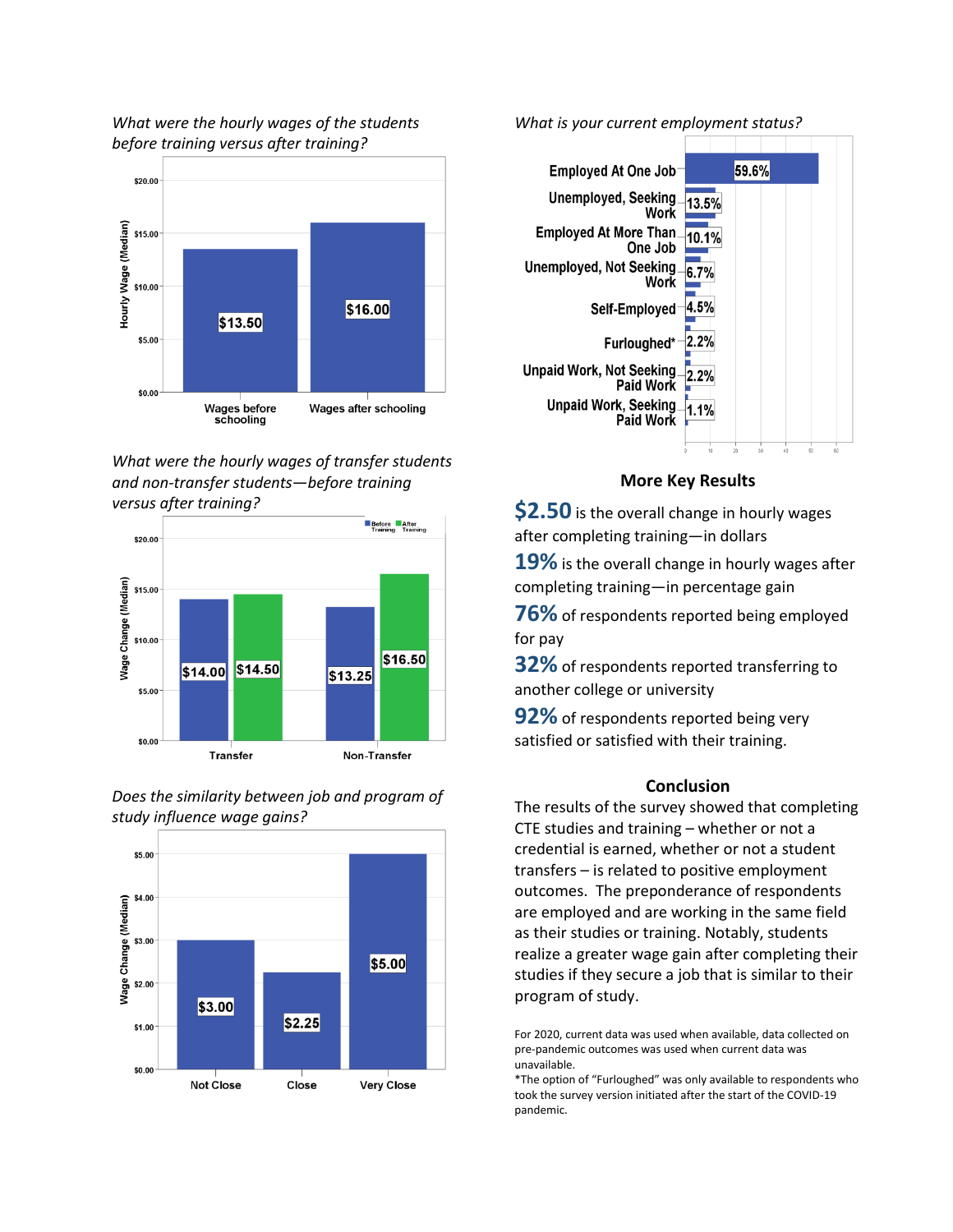*What were the hourly wages of the students before training versus after training?*

Hourly Wage (Median)

$20.00
$15.00
$10.00
$5.00
$0.00

$13.50
$16.00

Wages before schooling
Wages after schooling

*What were the hourly wages of transfer students and non-transfer students—before training versus after training?*

Before Training
After Training

Wage Change (Median)

$20.00
$15.00
$10.00
$5.00
$0.00

$14.00
$14.50
$13.25
$16.50

Transfer
Non-Transfer

*Does the similarity between job and program of study influence wage gains?*

Wage Change (Median)

$5.00
$4.00
$3.00
$2.00
$1.00
$0.00

$3.00
$2.25
$5.00

Not Close
Close
Very Close

*What is your current employment status?*

Employed At One Job 59.6%
Unemployed, Seeking Work 13.5%
Employed At More Than One Job 10.1%
Unemployed, Not Seeking Work 6.7%
Self-Employed 4.5%
Furloughed* 2.2%
Unpaid Work, Not Seeking Paid Work 2.2%
Unpaid Work, Seeking Paid Work 1.1%

0 10 20 30 40 50 60

### More Key Results

**$2.50** is the overall change in hourly wages after completing training—in dollars

**19%** is the overall change in hourly wages after completing training—in percentage gain

**76%** of respondents reported being employed for pay

**32%** of respondents reported transferring to another college or university

**92%** of respondents reported being very satisfied or satisfied with their training.

### Conclusion

The results of the survey showed that completing CTE studies and training – whether or not a credential is earned, whether or not a student transfers – is related to positive employment outcomes. The preponderance of respondents are employed and are working in the same field as their studies or training. Notably, students realize a greater wage gain after completing their studies if they secure a job that is similar to their program of study.

For 2020, current data was used when available, data collected on pre-pandemic outcomes was used when current data was unavailable.
*The option of "Furloughed" was only available to respondents who took the survey version initiated after the start of the COVID-19 pandemic.